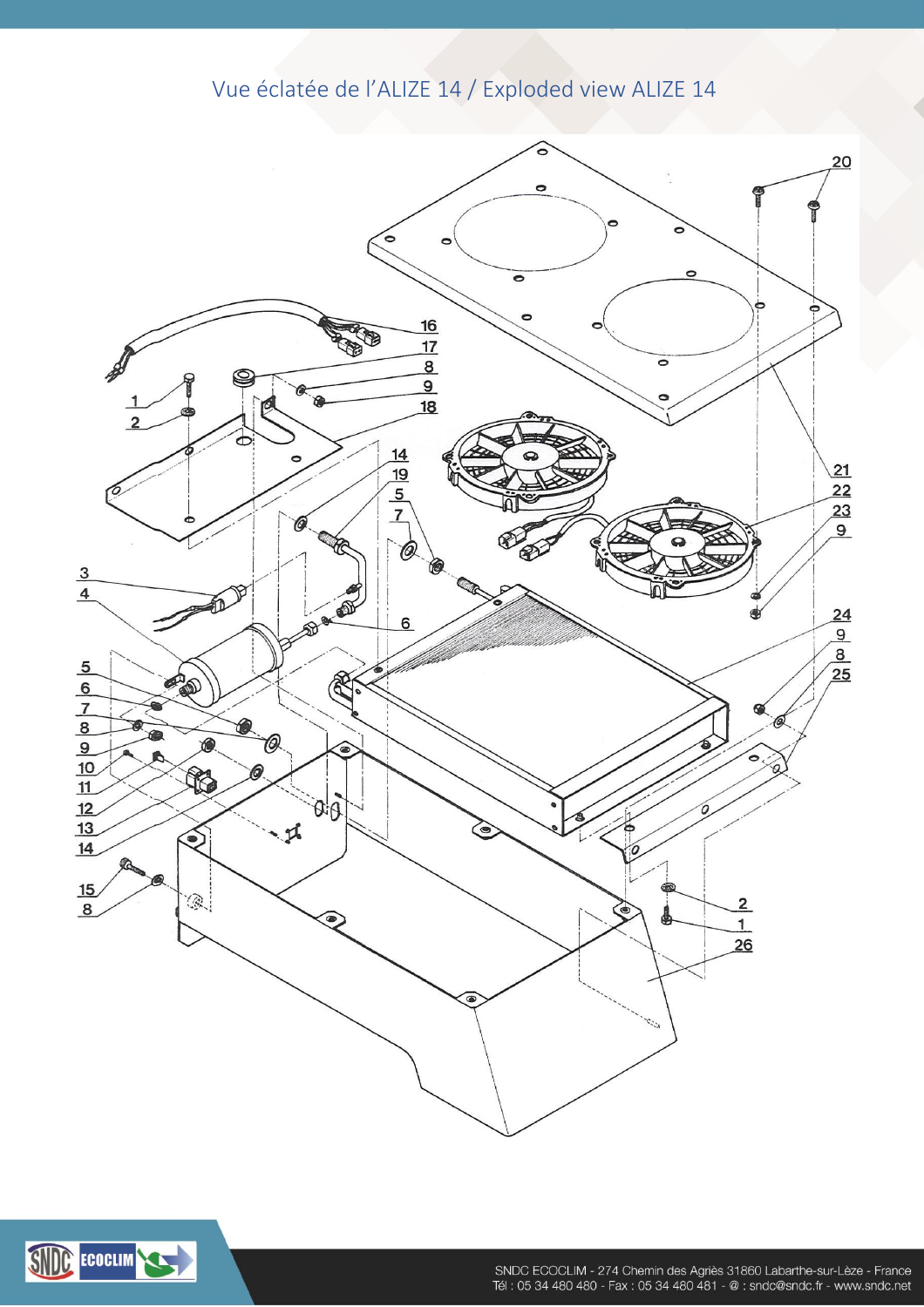# Vue éclatée de l'ALIZE 14 / Exploded view ALIZE 14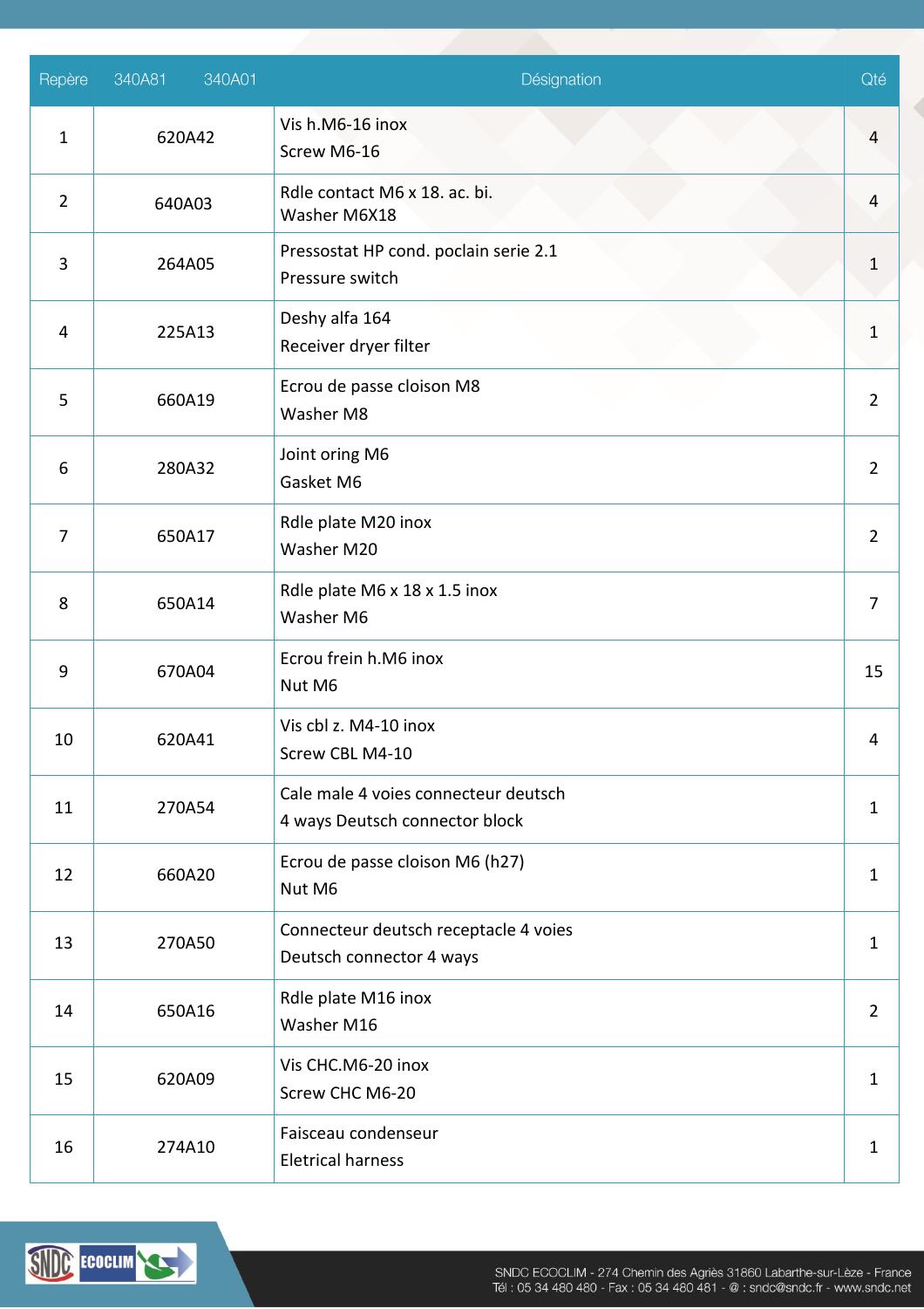| Repère | 340A81 | 340A01 | Désignation | Qté |
|---|---|---|---|---|
| 1 | 620A42 | | Vis h.M6-16 inox<br>Screw M6-16 | 4 |
| 2 | 640A03 | | Rdle contact M6 x 18. ac. bi.<br>Washer M6X18 | 4 |
| 3 | 264A05 | | Pressostat HP cond. poclain serie 2.1<br>Pressure switch | 1 |
| 4 | 225A13 | | Deshy alfa 164<br>Receiver dryer filter | 1 |
| 5 | 660A19 | | Ecrou de passe cloison M8<br>Washer M8 | 2 |
| 6 | 280A32 | | Joint oring M6<br>Gasket M6 | 2 |
| 7 | 650A17 | | Rdle plate M20 inox<br>Washer M20 | 2 |
| 8 | 650A14 | | Rdle plate M6 x 18 x 1.5 inox<br>Washer M6 | 7 |
| 9 | 670A04 | | Ecrou frein h.M6 inox<br>Nut M6 | 15 |
| 10 | 620A41 | | Vis cbl z. M4-10 inox<br>Screw CBL M4-10 | 4 |
| 11 | 270A54 | | Cale male 4 voies connecteur deutsch<br>4 ways Deutsch connector block | 1 |
| 12 | 660A20 | | Ecrou de passe cloison M6 (h27)<br>Nut M6 | 1 |
| 13 | 270A50 | | Connecteur deutsch receptacle 4 voies<br>Deutsch connector 4 ways | 1 |
| 14 | 650A16 | | Rdle plate M16 inox<br>Washer M16 | 2 |
| 15 | 620A09 | | Vis CHC.M6-20 inox<br>Screw CHC M6-20 | 1 |
| 16 | 274A10 | | Faisceau condenseur<br>Eletrical harness | 1 |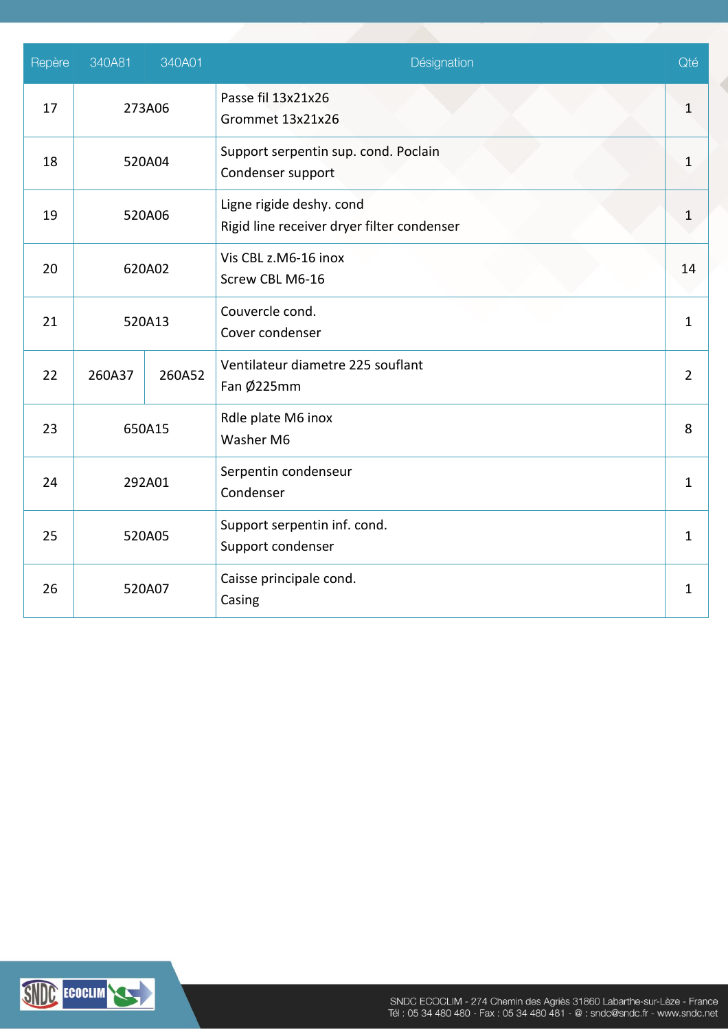| Repère | 340A81 | 340A01 | Désignation | Qté |
|---|---|---|---|---|
| 17 | 273A06 | | Passe fil 13x21x26<br>Grommet 13x21x26 | 1 |
| 18 | 520A04 | | Support serpentin sup. cond. Poclain<br>Condenser support | 1 |
| 19 | 520A06 | | Ligne rigide deshy. cond<br>Rigid line receiver dryer filter condenser | 1 |
| 20 | 620A02 | | Vis CBL z.M6-16 inox<br>Screw CBL M6-16 | 14 |
| 21 | 520A13 | | Couvercle cond.<br>Cover condenser | 1 |
| 22 | 260A37 | 260A52 | Ventilateur diametre 225 souflant<br>Fan Ø225mm | 2 |
| 23 | 650A15 | | Rdle plate M6 inox<br>Washer M6 | 8 |
| 24 | 292A01 | | Serpentin condenseur<br>Condenser | 1 |
| 25 | 520A05 | | Support serpentin inf. cond.<br>Support condenser | 1 |
| 26 | 520A07 | | Caisse principale cond.<br>Casing | 1 |

SNDC ECOCLIM - 274 Chemin des Agriès 31860 Labarthe-sur-Lèze - France
Tél : 05 34 480 480 - Fax : 05 34 480 481 - @ : sndc@sndc.fr - www.sndc.net